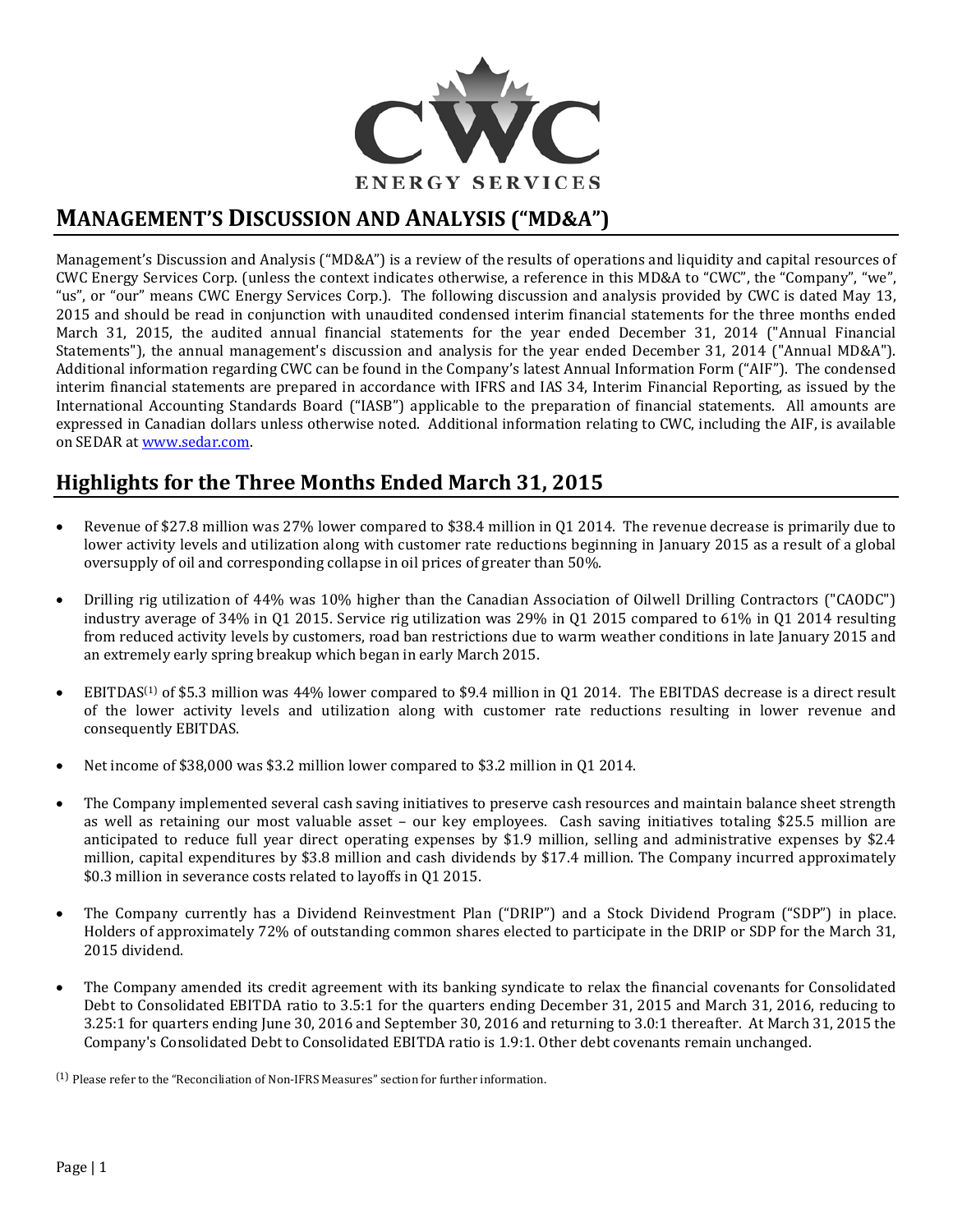CWC

ENERGY SERVICES

# MANAGEMENT'S DISCUSSION AND ANALYSIS ("MD&A")

Management's Discussion and Analysis ("MD&A") is a review of the results of operations and liquidity and capital resources of CWC Energy Services Corp. (unless the context indicates otherwise, a reference in this MD&A to "CWC", the "Company", "we", "us", or "our" means CWC Energy Services Corp.). The following discussion and analysis provided by CWC is dated May 13, 2015 and should be read in conjunction with unaudited condensed interim financial statements for the three months ended March 31, 2015, the audited annual financial statements for the year ended December 31, 2014 ("Annual Financial Statements"), the annual management's discussion and analysis for the year ended December 31, 2014 ("Annual MD&A"). Additional information regarding CWC can be found in the Company's latest Annual Information Form ("AIF"). The condensed interim financial statements are prepared in accordance with IFRS and IAS 34, Interim Financial Reporting, as issued by the International Accounting Standards Board ("IASB") applicable to the preparation of financial statements. All amounts are expressed in Canadian dollars unless otherwise noted. Additional information relating to CWC, including the AIF, is available on SEDAR at www.sedar.com.

## Highlights for the Three Months Ended March 31, 2015

- Revenue of $27.8 million was 27% lower compared to $38.4 million in Q1 2014. The revenue decrease is primarily due to lower activity levels and utilization along with customer rate reductions beginning in January 2015 as a result of a global oversupply of oil and corresponding collapse in oil prices of greater than 50%.
- Drilling rig utilization of 44% was 10% higher than the Canadian Association of Oilwell Drilling Contractors ("CAODC") industry average of 34% in Q1 2015. Service rig utilization was 29% in Q1 2015 compared to 61% in Q1 2014 resulting from reduced activity levels by customers, road ban restrictions due to warm weather conditions in late January 2015 and an extremely early spring breakup which began in early March 2015.
- EBITDAS[(1)] of $5.3 million was 44% lower compared to $9.4 million in Q1 2014. The EBITDAS decrease is a direct result of the lower activity levels and utilization along with customer rate reductions resulting in lower revenue and consequently EBITDAS.
- Net income of $38,000 was $3.2 million lower compared to $3.2 million in Q1 2014.
- The Company implemented several cash saving initiatives to preserve cash resources and maintain balance sheet strength as well as retaining our most valuable asset – our key employees. Cash saving initiatives totaling $25.5 million are anticipated to reduce full year direct operating expenses by $1.9 million, selling and administrative expenses by $2.4 million, capital expenditures by $3.8 million and cash dividends by $17.4 million. The Company incurred approximately $0.3 million in severance costs related to layoffs in Q1 2015.
- The Company currently has a Dividend Reinvestment Plan ("DRIP") and a Stock Dividend Program ("SDP") in place. Holders of approximately 72% of outstanding common shares elected to participate in the DRIP or SDP for the March 31, 2015 dividend.
- The Company amended its credit agreement with its banking syndicate to relax the financial covenants for Consolidated Debt to Consolidated EBITDA ratio to 3.5:1 for the quarters ending December 31, 2015 and March 31, 2016, reducing to 3.25:1 for quarters ending June 30, 2016 and September 30, 2016 and returning to 3.0:1 thereafter. At March 31, 2015 the Company's Consolidated Debt to Consolidated EBITDA ratio is 1.9:1. Other debt covenants remain unchanged.

(1) Please refer to the "Reconciliation of Non-IFRS Measures" section for further information.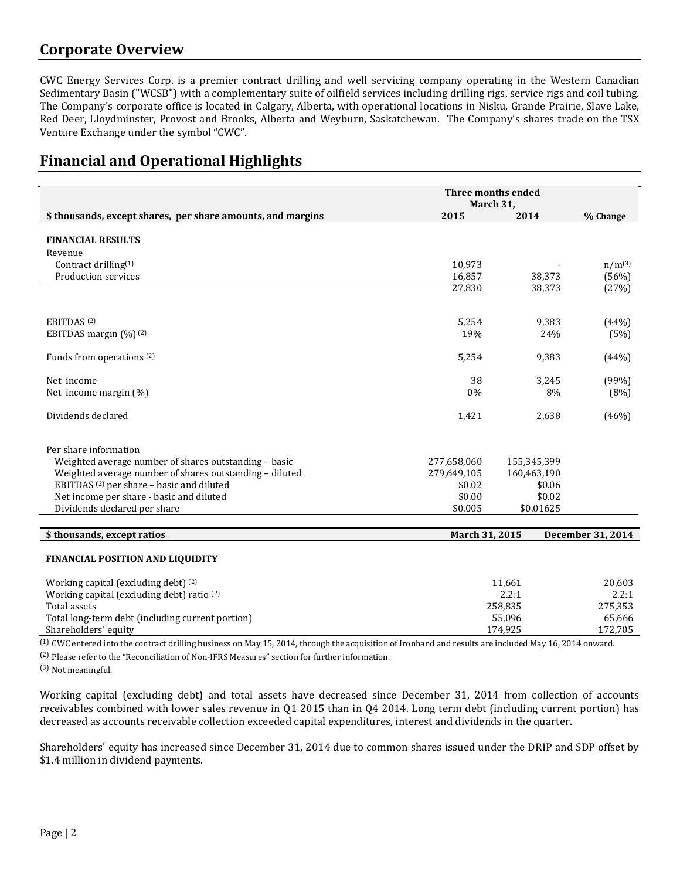## Corporate Overview

CWC Energy Services Corp. is a premier contract drilling and well servicing company operating in the Western Canadian Sedimentary Basin ("WCSB") with a complementary suite of oilfield services including drilling rigs, service rigs and coil tubing. The Company's corporate office is located in Calgary, Alberta, with operational locations in Nisku, Grande Prairie, Slave Lake, Red Deer, Lloydminster, Provost and Brooks, Alberta and Weyburn, Saskatchewan. The Company's shares trade on the TSX Venture Exchange under the symbol "CWC".

## Financial and Operational Highlights

| $ thousands, except shares, per share amounts, and margins | Three months ended March 31, 2015 | Three months ended March 31, 2014 | % Change |
|---|---|---|---|
| **FINANCIAL RESULTS** | | | |
| Revenue | | | |
| Contract drilling[1] | 10,973 | - | n/m[3] |
| Production services | 16,857 | 38,373 | (56%) |
| | 27,830 | 38,373 | (27%) |
| EBITDAS [2] | 5,254 | 9,383 | (44%) |
| EBITDAS margin (%) [2] | 19% | 24% | (5%) |
| Funds from operations [2] | 5,254 | 9,383 | (44%) |
| Net income | 38 | 3,245 | (99%) |
| Net income margin (%) | 0% | 8% | (8%) |
| Dividends declared | 1,421 | 2,638 | (46%) |
| Per share information | | | |
| Weighted average number of shares outstanding – basic | 277,658,060 | 155,345,399 | |
| Weighted average number of shares outstanding – diluted | 279,649,105 | 160,463,190 | |
| EBITDAS [2] per share – basic and diluted | $0.02 | $0.06 | |
| Net income per share - basic and diluted | $0.00 | $0.02 | |
| Dividends declared per share | $0.005 | $0.01625 | |

| $ thousands, except ratios | March 31, 2015 | December 31, 2014 |
|---|---|---|
| **FINANCIAL POSITION AND LIQUIDITY** | | |
| Working capital (excluding debt) [2] | 11,661 | 20,603 |
| Working capital (excluding debt) ratio [2] | 2.2:1 | 2.2:1 |
| Total assets | 258,835 | 275,353 |
| Total long-term debt (including current portion) | 55,096 | 65,666 |
| Shareholders' equity | 174,925 | 172,705 |

[1] CWC entered into the contract drilling business on May 15, 2014, through the acquisition of Ironhand and results are included May 16, 2014 onward.

[2] Please refer to the "Reconciliation of Non-IFRS Measures" section for further information.

[3] Not meaningful.

Working capital (excluding debt) and total assets have decreased since December 31, 2014 from collection of accounts receivables combined with lower sales revenue in Q1 2015 than in Q4 2014. Long term debt (including current portion) has decreased as accounts receivable collection exceeded capital expenditures, interest and dividends in the quarter.

Shareholders' equity has increased since December 31, 2014 due to common shares issued under the DRIP and SDP offset by $1.4 million in dividend payments.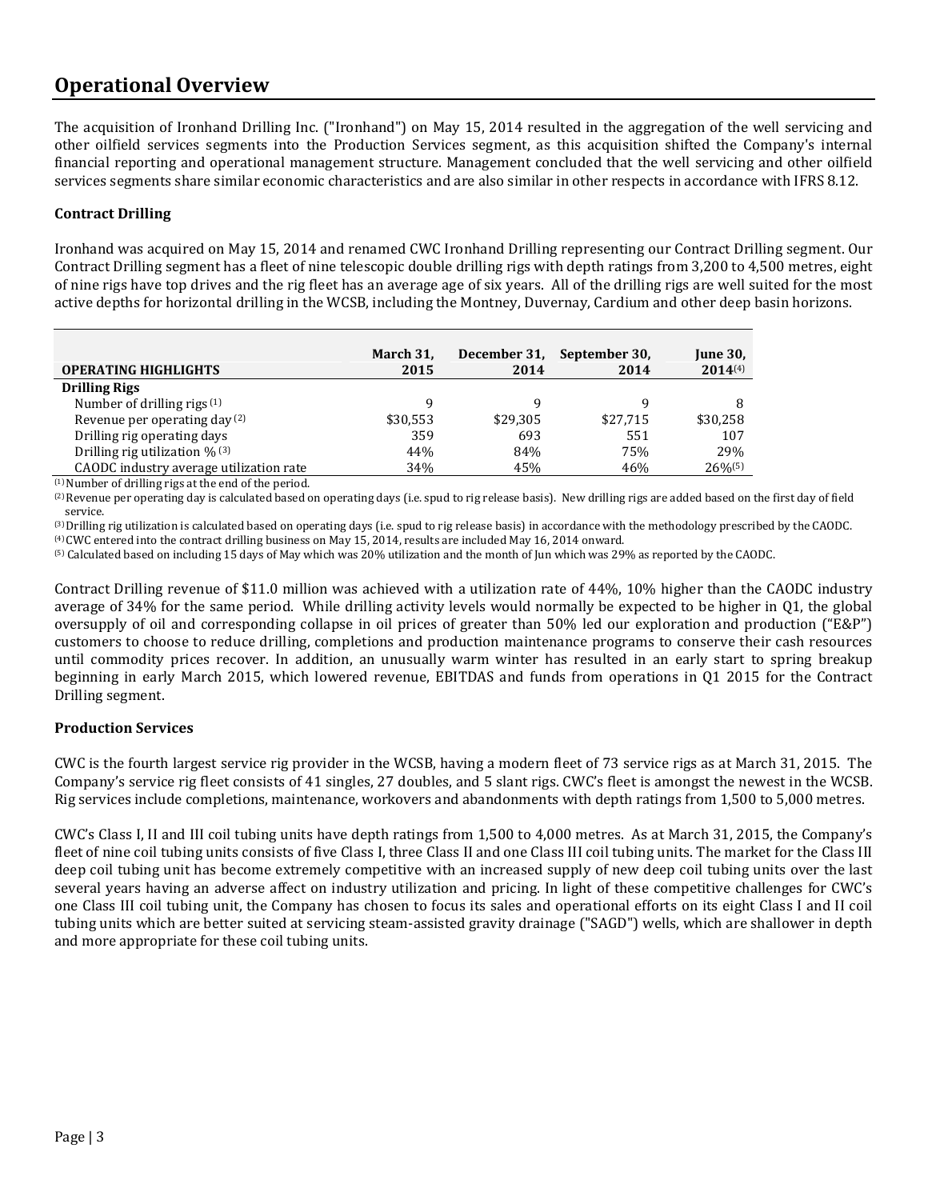# Operational Overview

The acquisition of Ironhand Drilling Inc. ("Ironhand") on May 15, 2014 resulted in the aggregation of the well servicing and other oilfield services segments into the Production Services segment, as this acquisition shifted the Company's internal financial reporting and operational management structure. Management concluded that the well servicing and other oilfield services segments share similar economic characteristics and are also similar in other respects in accordance with IFRS 8.12.

### Contract Drilling

Ironhand was acquired on May 15, 2014 and renamed CWC Ironhand Drilling representing our Contract Drilling segment. Our Contract Drilling segment has a fleet of nine telescopic double drilling rigs with depth ratings from 3,200 to 4,500 metres, eight of nine rigs have top drives and the rig fleet has an average age of six years. All of the drilling rigs are well suited for the most active depths for horizontal drilling in the WCSB, including the Montney, Duvernay, Cardium and other deep basin horizons.

| OPERATING HIGHLIGHTS | March 31, 2015 | December 31, 2014 | September 30, 2014 | June 30, 2014[4] |
|---|---|---|---|---|
| **Drilling Rigs** | | | | |
| Number of drilling rigs [1] | 9 | 9 | 9 | 8 |
| Revenue per operating day [2] | $30,553 | $29,305 | $27,715 | $30,258 |
| Drilling rig operating days | 359 | 693 | 551 | 107 |
| Drilling rig utilization % [3] | 44% | 84% | 75% | 29% |
| CAODC industry average utilization rate | 34% | 45% | 46% | 26%[5] |

[1] Number of drilling rigs at the end of the period.
[2] Revenue per operating day is calculated based on operating days (i.e. spud to rig release basis). New drilling rigs are added based on the first day of field service.
[3] Drilling rig utilization is calculated based on operating days (i.e. spud to rig release basis) in accordance with the methodology prescribed by the CAODC.
[4] CWC entered into the contract drilling business on May 15, 2014, results are included May 16, 2014 onward.
[5] Calculated based on including 15 days of May which was 20% utilization and the month of Jun which was 29% as reported by the CAODC.

Contract Drilling revenue of $11.0 million was achieved with a utilization rate of 44%, 10% higher than the CAODC industry average of 34% for the same period. While drilling activity levels would normally be expected to be higher in Q1, the global oversupply of oil and corresponding collapse in oil prices of greater than 50% led our exploration and production ("E&P") customers to choose to reduce drilling, completions and production maintenance programs to conserve their cash resources until commodity prices recover. In addition, an unusually warm winter has resulted in an early start to spring breakup beginning in early March 2015, which lowered revenue, EBITDAS and funds from operations in Q1 2015 for the Contract Drilling segment.

### Production Services

CWC is the fourth largest service rig provider in the WCSB, having a modern fleet of 73 service rigs as at March 31, 2015. The Company's service rig fleet consists of 41 singles, 27 doubles, and 5 slant rigs. CWC's fleet is amongst the newest in the WCSB. Rig services include completions, maintenance, workovers and abandonments with depth ratings from 1,500 to 5,000 metres.

CWC's Class I, II and III coil tubing units have depth ratings from 1,500 to 4,000 metres. As at March 31, 2015, the Company's fleet of nine coil tubing units consists of five Class I, three Class II and one Class III coil tubing units. The market for the Class III deep coil tubing unit has become extremely competitive with an increased supply of new deep coil tubing units over the last several years having an adverse affect on industry utilization and pricing. In light of these competitive challenges for CWC's one Class III coil tubing unit, the Company has chosen to focus its sales and operational efforts on its eight Class I and II coil tubing units which are better suited at servicing steam-assisted gravity drainage ("SAGD") wells, which are shallower in depth and more appropriate for these coil tubing units.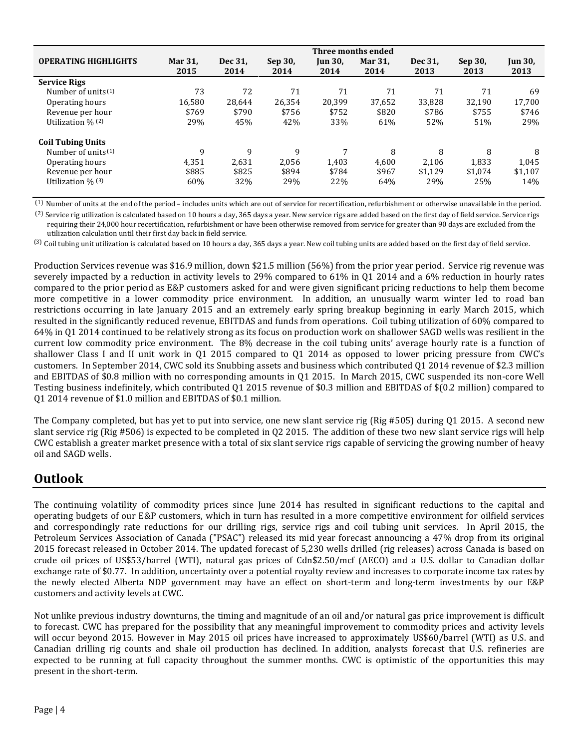| OPERATING HIGHLIGHTS | Three months ended | | | | | | | |
|---|---|---|---|---|---|---|---|---|
| | Mar 31, 2015 | Dec 31, 2014 | Sep 30, 2014 | Jun 30, 2014 | Mar 31, 2014 | Dec 31, 2013 | Sep 30, 2013 | Jun 30, 2013 |
| **Service Rigs** | | | | | | | | |
| Number of units (1) | 73 | 72 | 71 | 71 | 71 | 71 | 71 | 69 |
| Operating hours | 16,580 | 28,644 | 26,354 | 20,399 | 37,652 | 33,828 | 32,190 | 17,700 |
| Revenue per hour | $769 | $790 | $756 | $752 | $820 | $786 | $755 | $746 |
| Utilization % (2) | 29% | 45% | 42% | 33% | 61% | 52% | 51% | 29% |
| **Coil Tubing Units** | | | | | | | | |
| Number of units (1) | 9 | 9 | 9 | 7 | 8 | 8 | 8 | 8 |
| Operating hours | 4,351 | 2,631 | 2,056 | 1,403 | 4,600 | 2,106 | 1,833 | 1,045 |
| Revenue per hour | $885 | $825 | $894 | $784 | $967 | $1,129 | $1,074 | $1,107 |
| Utilization % (3) | 60% | 32% | 29% | 22% | 64% | 29% | 25% | 14% |

(1) Number of units at the end of the period – includes units which are out of service for recertification, refurbishment or otherwise unavailable in the period.

(2) Service rig utilization is calculated based on 10 hours a day, 365 days a year. New service rigs are added based on the first day of field service. Service rigs requiring their 24,000 hour recertification, refurbishment or have been otherwise removed from service for greater than 90 days are excluded from the utilization calculation until their first day back in field service.

(3) Coil tubing unit utilization is calculated based on 10 hours a day, 365 days a year. New coil tubing units are added based on the first day of field service.

Production Services revenue was $16.9 million, down $21.5 million (56%) from the prior year period. Service rig revenue was severely impacted by a reduction in activity levels to 29% compared to 61% in Q1 2014 and a 6% reduction in hourly rates compared to the prior period as E&P customers asked for and were given significant pricing reductions to help them become more competitive in a lower commodity price environment. In addition, an unusually warm winter led to road ban restrictions occurring in late January 2015 and an extremely early spring breakup beginning in early March 2015, which resulted in the significantly reduced revenue, EBITDAS and funds from operations. Coil tubing utilization of 60% compared to 64% in Q1 2014 continued to be relatively strong as its focus on production work on shallower SAGD wells was resilient in the current low commodity price environment. The 8% decrease in the coil tubing units' average hourly rate is a function of shallower Class I and II unit work in Q1 2015 compared to Q1 2014 as opposed to lower pricing pressure from CWC's customers. In September 2014, CWC sold its Snubbing assets and business which contributed Q1 2014 revenue of $2.3 million and EBITDAS of $0.8 million with no corresponding amounts in Q1 2015. In March 2015, CWC suspended its non-core Well Testing business indefinitely, which contributed Q1 2015 revenue of $0.3 million and EBITDAS of $(0.2 million) compared to Q1 2014 revenue of $1.0 million and EBITDAS of $0.1 million.

The Company completed, but has yet to put into service, one new slant service rig (Rig #505) during Q1 2015. A second new slant service rig (Rig #506) is expected to be completed in Q2 2015. The addition of these two new slant service rigs will help CWC establish a greater market presence with a total of six slant service rigs capable of servicing the growing number of heavy oil and SAGD wells.

## Outlook

The continuing volatility of commodity prices since June 2014 has resulted in significant reductions to the capital and operating budgets of our E&P customers, which in turn has resulted in a more competitive environment for oilfield services and correspondingly rate reductions for our drilling rigs, service rigs and coil tubing unit services. In April 2015, the Petroleum Services Association of Canada ("PSAC") released its mid year forecast announcing a 47% drop from its original 2015 forecast released in October 2014. The updated forecast of 5,230 wells drilled (rig releases) across Canada is based on crude oil prices of US$53/barrel (WTI), natural gas prices of Cdn$2.50/mcf (AECO) and a U.S. dollar to Canadian dollar exchange rate of $0.77. In addition, uncertainty over a potential royalty review and increases to corporate income tax rates by the newly elected Alberta NDP government may have an effect on short-term and long-term investments by our E&P customers and activity levels at CWC.

Not unlike previous industry downturns, the timing and magnitude of an oil and/or natural gas price improvement is difficult to forecast. CWC has prepared for the possibility that any meaningful improvement to commodity prices and activity levels will occur beyond 2015. However in May 2015 oil prices have increased to approximately US$60/barrel (WTI) as U.S. and Canadian drilling rig counts and shale oil production has declined. In addition, analysts forecast that U.S. refineries are expected to be running at full capacity throughout the summer months. CWC is optimistic of the opportunities this may present in the short-term.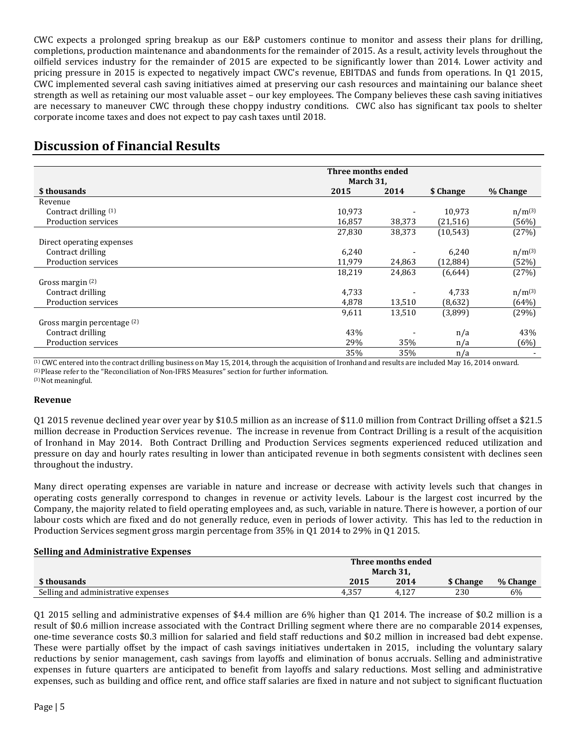CWC expects a prolonged spring breakup as our E&P customers continue to monitor and assess their plans for drilling, completions, production maintenance and abandonments for the remainder of 2015. As a result, activity levels throughout the oilfield services industry for the remainder of 2015 are expected to be significantly lower than 2014. Lower activity and pricing pressure in 2015 is expected to negatively impact CWC's revenue, EBITDAS and funds from operations. In Q1 2015, CWC implemented several cash saving initiatives aimed at preserving our cash resources and maintaining our balance sheet strength as well as retaining our most valuable asset – our key employees. The Company believes these cash saving initiatives are necessary to maneuver CWC through these choppy industry conditions. CWC also has significant tax pools to shelter corporate income taxes and does not expect to pay cash taxes until 2018.

## Discussion of Financial Results

| | Three months ended March 31, | | | |
|---|---|---|---|---|
| **$ thousands** | **2015** | **2014** | **$ Change** | **% Change** |
| Revenue | | | | |
| Contract drilling [1] | 10,973 | - | 10,973 | n/m[3] |
| Production services | 16,857 | 38,373 | (21,516) | (56%) |
| | 27,830 | 38,373 | (10,543) | (27%) |
| Direct operating expenses | | | | |
| Contract drilling | 6,240 | - | 6,240 | n/m[3] |
| Production services | 11,979 | 24,863 | (12,884) | (52%) |
| | 18,219 | 24,863 | (6,644) | (27%) |
| Gross margin [2] | | | | |
| Contract drilling | 4,733 | - | 4,733 | n/m[3] |
| Production services | 4,878 | 13,510 | (8,632) | (64%) |
| | 9,611 | 13,510 | (3,899) | (29%) |
| Gross margin percentage [2] | | | | |
| Contract drilling | 43% | - | n/a | 43% |
| Production services | 29% | 35% | n/a | (6%) |
| | 35% | 35% | n/a | - |

[1] CWC entered into the contract drilling business on May 15, 2014, through the acquisition of Ironhand and results are included May 16, 2014 onward.
[2] Please refer to the "Reconciliation of Non-IFRS Measures" section for further information.
[3] Not meaningful.

### Revenue

Q1 2015 revenue declined year over year by $10.5 million as an increase of $11.0 million from Contract Drilling offset a $21.5 million decrease in Production Services revenue. The increase in revenue from Contract Drilling is a result of the acquisition of Ironhand in May 2014. Both Contract Drilling and Production Services segments experienced reduced utilization and pressure on day and hourly rates resulting in lower than anticipated revenue in both segments consistent with declines seen throughout the industry.

Many direct operating expenses are variable in nature and increase or decrease with activity levels such that changes in operating costs generally correspond to changes in revenue or activity levels. Labour is the largest cost incurred by the Company, the majority related to field operating employees and, as such, variable in nature. There is however, a portion of our labour costs which are fixed and do not generally reduce, even in periods of lower activity. This has led to the reduction in Production Services segment gross margin percentage from 35% in Q1 2014 to 29% in Q1 2015.

### Selling and Administrative Expenses

| | Three months ended March 31, | | | |
|---|---|---|---|---|
| **$ thousands** | **2015** | **2014** | **$ Change** | **% Change** |
| Selling and administrative expenses | 4,357 | 4,127 | 230 | 6% |

Q1 2015 selling and administrative expenses of $4.4 million are 6% higher than Q1 2014. The increase of $0.2 million is a result of $0.6 million increase associated with the Contract Drilling segment where there are no comparable 2014 expenses, one-time severance costs $0.3 million for salaried and field staff reductions and $0.2 million in increased bad debt expense. These were partially offset by the impact of cash savings initiatives undertaken in 2015, including the voluntary salary reductions by senior management, cash savings from layoffs and elimination of bonus accruals. Selling and administrative expenses in future quarters are anticipated to benefit from layoffs and salary reductions. Most selling and administrative expenses, such as building and office rent, and office staff salaries are fixed in nature and not subject to significant fluctuation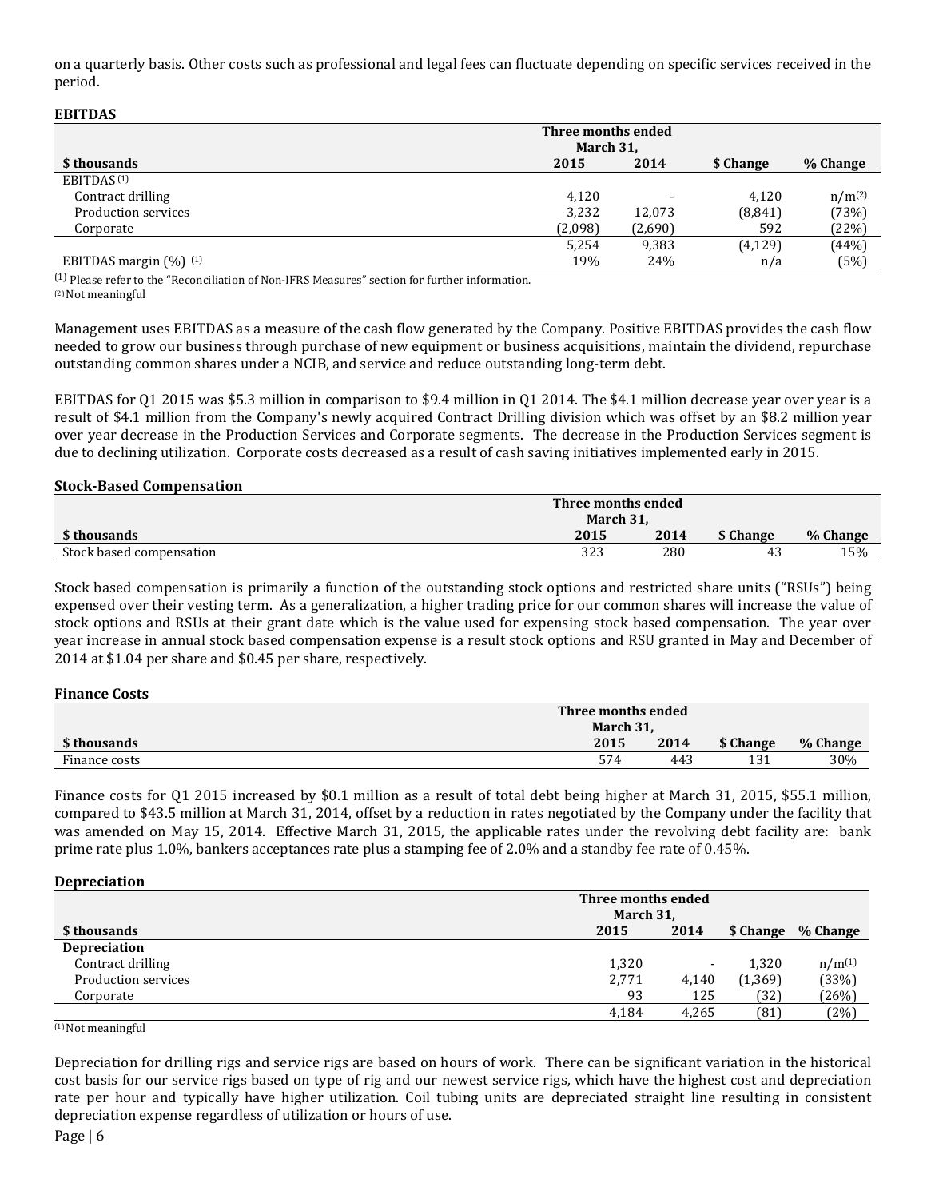on a quarterly basis. Other costs such as professional and legal fees can fluctuate depending on specific services received in the period.

**EBITDAS**

| | Three months ended March 31, | | | |
|---|---|---|---|---|
| **$ thousands** | **2015** | **2014** | **$ Change** | **% Change** |
| EBITDAS [1] | | | | |
| Contract drilling | 4,120 | - | 4,120 | n/m[2] |
| Production services | 3,232 | 12,073 | (8,841) | (73%) |
| Corporate | (2,098) | (2,690) | 592 | (22%) |
| | 5,254 | 9,383 | (4,129) | (44%) |
| EBITDAS margin (%) [1] | 19% | 24% | n/a | (5%) |

[1] Please refer to the "Reconciliation of Non-IFRS Measures" section for further information.
[2] Not meaningful

Management uses EBITDAS as a measure of the cash flow generated by the Company. Positive EBITDAS provides the cash flow needed to grow our business through purchase of new equipment or business acquisitions, maintain the dividend, repurchase outstanding common shares under a NCIB, and service and reduce outstanding long-term debt.

EBITDAS for Q1 2015 was $5.3 million in comparison to $9.4 million in Q1 2014. The $4.1 million decrease year over year is a result of $4.1 million from the Company's newly acquired Contract Drilling division which was offset by an $8.2 million year over year decrease in the Production Services and Corporate segments. The decrease in the Production Services segment is due to declining utilization. Corporate costs decreased as a result of cash saving initiatives implemented early in 2015.

**Stock-Based Compensation**

| | Three months ended March 31, | | | |
|---|---|---|---|---|
| **$ thousands** | **2015** | **2014** | **$ Change** | **% Change** |
| Stock based compensation | 323 | 280 | 43 | 15% |

Stock based compensation is primarily a function of the outstanding stock options and restricted share units ("RSUs") being expensed over their vesting term. As a generalization, a higher trading price for our common shares will increase the value of stock options and RSUs at their grant date which is the value used for expensing stock based compensation. The year over year increase in annual stock based compensation expense is a result stock options and RSU granted in May and December of 2014 at $1.04 per share and $0.45 per share, respectively.

**Finance Costs**

| | Three months ended March 31, | | | |
|---|---|---|---|---|
| **$ thousands** | **2015** | **2014** | **$ Change** | **% Change** |
| Finance costs | 574 | 443 | 131 | 30% |

Finance costs for Q1 2015 increased by $0.1 million as a result of total debt being higher at March 31, 2015, $55.1 million, compared to $43.5 million at March 31, 2014, offset by a reduction in rates negotiated by the Company under the facility that was amended on May 15, 2014. Effective March 31, 2015, the applicable rates under the revolving debt facility are: bank prime rate plus 1.0%, bankers acceptances rate plus a stamping fee of 2.0% and a standby fee rate of 0.45%.

**Depreciation**

| | Three months ended March 31, | | | |
|---|---|---|---|---|
| **$ thousands** | **2015** | **2014** | **$ Change** | **% Change** |
| **Depreciation** | | | | |
| Contract drilling | 1,320 | - | 1,320 | n/m[1] |
| Production services | 2,771 | 4,140 | (1,369) | (33%) |
| Corporate | 93 | 125 | (32) | (26%) |
| | 4,184 | 4,265 | (81) | (2%) |

[1] Not meaningful

Depreciation for drilling rigs and service rigs are based on hours of work. There can be significant variation in the historical cost basis for our service rigs based on type of rig and our newest service rigs, which have the highest cost and depreciation rate per hour and typically have higher utilization. Coil tubing units are depreciated straight line resulting in consistent depreciation expense regardless of utilization or hours of use.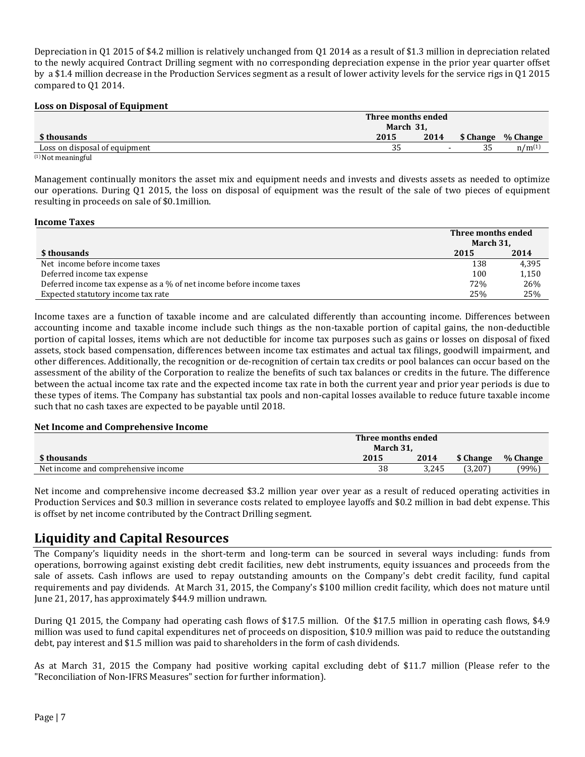Depreciation in Q1 2015 of $4.2 million is relatively unchanged from Q1 2014 as a result of $1.3 million in depreciation related to the newly acquired Contract Drilling segment with no corresponding depreciation expense in the prior year quarter offset by a $1.4 million decrease in the Production Services segment as a result of lower activity levels for the service rigs in Q1 2015 compared to Q1 2014.

**Loss on Disposal of Equipment**

| | Three months ended March 31, | | | |
|---|---|---|---|---|
| **$ thousands** | **2015** | **2014** | **$ Change** | **% Change** |
| Loss on disposal of equipment | 35 | - | 35 | n/m[1] |

[1] Not meaningful

Management continually monitors the asset mix and equipment needs and invests and divests assets as needed to optimize our operations. During Q1 2015, the loss on disposal of equipment was the result of the sale of two pieces of equipment resulting in proceeds on sale of $0.1million.

**Income Taxes**

| | Three months ended March 31, | |
|---|---|---|
| **$ thousands** | **2015** | **2014** |
| Net income before income taxes | 138 | 4,395 |
| Deferred income tax expense | 100 | 1,150 |
| Deferred income tax expense as a % of net income before income taxes | 72% | 26% |
| Expected statutory income tax rate | 25% | 25% |

Income taxes are a function of taxable income and are calculated differently than accounting income. Differences between accounting income and taxable income include such things as the non-taxable portion of capital gains, the non-deductible portion of capital losses, items which are not deductible for income tax purposes such as gains or losses on disposal of fixed assets, stock based compensation, differences between income tax estimates and actual tax filings, goodwill impairment, and other differences. Additionally, the recognition or de-recognition of certain tax credits or pool balances can occur based on the assessment of the ability of the Corporation to realize the benefits of such tax balances or credits in the future. The difference between the actual income tax rate and the expected income tax rate in both the current year and prior year periods is due to these types of items. The Company has substantial tax pools and non-capital losses available to reduce future taxable income such that no cash taxes are expected to be payable until 2018.

**Net Income and Comprehensive Income**

| | Three months ended March 31, | | | |
|---|---|---|---|---|
| **$ thousands** | **2015** | **2014** | **$ Change** | **% Change** |
| Net income and comprehensive income | 38 | 3,245 | (3,207) | (99%) |

Net income and comprehensive income decreased $3.2 million year over year as a result of reduced operating activities in Production Services and $0.3 million in severance costs related to employee layoffs and $0.2 million in bad debt expense. This is offset by net income contributed by the Contract Drilling segment.

## Liquidity and Capital Resources

The Company's liquidity needs in the short-term and long-term can be sourced in several ways including: funds from operations, borrowing against existing debt credit facilities, new debt instruments, equity issuances and proceeds from the sale of assets. Cash inflows are used to repay outstanding amounts on the Company's debt credit facility, fund capital requirements and pay dividends. At March 31, 2015, the Company's $100 million credit facility, which does not mature until June 21, 2017, has approximately $44.9 million undrawn.

During Q1 2015, the Company had operating cash flows of $17.5 million. Of the $17.5 million in operating cash flows, $4.9 million was used to fund capital expenditures net of proceeds on disposition, $10.9 million was paid to reduce the outstanding debt, pay interest and $1.5 million was paid to shareholders in the form of cash dividends.

As at March 31, 2015 the Company had positive working capital excluding debt of $11.7 million (Please refer to the "Reconciliation of Non-IFRS Measures" section for further information).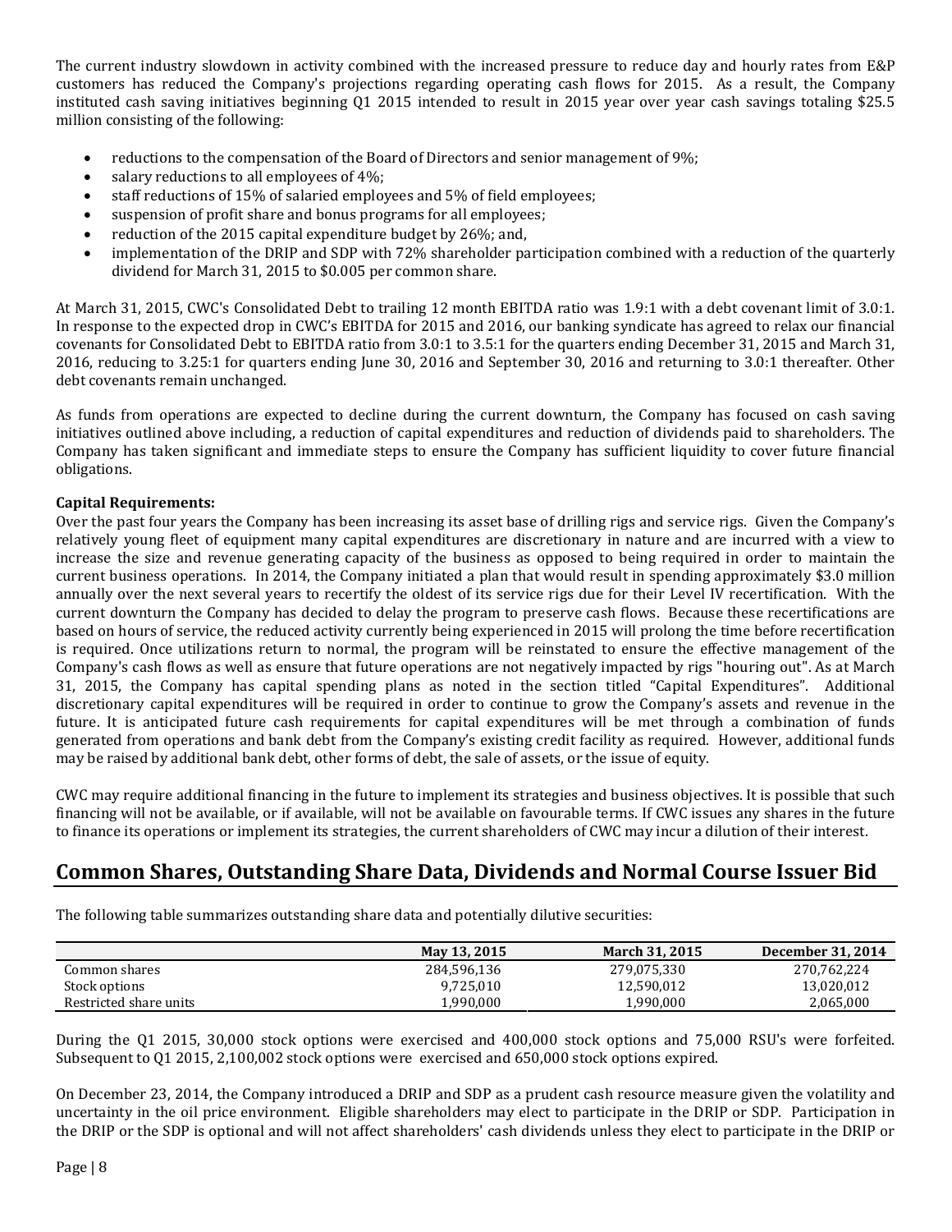The current industry slowdown in activity combined with the increased pressure to reduce day and hourly rates from E&P customers has reduced the Company's projections regarding operating cash flows for 2015. As a result, the Company instituted cash saving initiatives beginning Q1 2015 intended to result in 2015 year over year cash savings totaling $25.5 million consisting of the following:

- reductions to the compensation of the Board of Directors and senior management of 9%;
- salary reductions to all employees of 4%;
- staff reductions of 15% of salaried employees and 5% of field employees;
- suspension of profit share and bonus programs for all employees;
- reduction of the 2015 capital expenditure budget by 26%; and,
- implementation of the DRIP and SDP with 72% shareholder participation combined with a reduction of the quarterly dividend for March 31, 2015 to $0.005 per common share.

At March 31, 2015, CWC's Consolidated Debt to trailing 12 month EBITDA ratio was 1.9:1 with a debt covenant limit of 3.0:1. In response to the expected drop in CWC's EBITDA for 2015 and 2016, our banking syndicate has agreed to relax our financial covenants for Consolidated Debt to EBITDA ratio from 3.0:1 to 3.5:1 for the quarters ending December 31, 2015 and March 31, 2016, reducing to 3.25:1 for quarters ending June 30, 2016 and September 30, 2016 and returning to 3.0:1 thereafter. Other debt covenants remain unchanged.

As funds from operations are expected to decline during the current downturn, the Company has focused on cash saving initiatives outlined above including, a reduction of capital expenditures and reduction of dividends paid to shareholders. The Company has taken significant and immediate steps to ensure the Company has sufficient liquidity to cover future financial obligations.

**Capital Requirements:**
Over the past four years the Company has been increasing its asset base of drilling rigs and service rigs. Given the Company's relatively young fleet of equipment many capital expenditures are discretionary in nature and are incurred with a view to increase the size and revenue generating capacity of the business as opposed to being required in order to maintain the current business operations. In 2014, the Company initiated a plan that would result in spending approximately $3.0 million annually over the next several years to recertify the oldest of its service rigs due for their Level IV recertification. With the current downturn the Company has decided to delay the program to preserve cash flows. Because these recertifications are based on hours of service, the reduced activity currently being experienced in 2015 will prolong the time before recertification is required. Once utilizations return to normal, the program will be reinstated to ensure the effective management of the Company's cash flows as well as ensure that future operations are not negatively impacted by rigs "houring out". As at March 31, 2015, the Company has capital spending plans as noted in the section titled "Capital Expenditures". Additional discretionary capital expenditures will be required in order to continue to grow the Company's assets and revenue in the future. It is anticipated future cash requirements for capital expenditures will be met through a combination of funds generated from operations and bank debt from the Company's existing credit facility as required. However, additional funds may be raised by additional bank debt, other forms of debt, the sale of assets, or the issue of equity.

CWC may require additional financing in the future to implement its strategies and business objectives. It is possible that such financing will not be available, or if available, will not be available on favourable terms. If CWC issues any shares in the future to finance its operations or implement its strategies, the current shareholders of CWC may incur a dilution of their interest.

## Common Shares, Outstanding Share Data, Dividends and Normal Course Issuer Bid

The following table summarizes outstanding share data and potentially dilutive securities:

| | May 13, 2015 | March 31, 2015 | December 31, 2014 |
|---|---|---|---|
| Common shares | 284,596,136 | 279,075,330 | 270,762,224 |
| Stock options | 9,725,010 | 12,590,012 | 13,020,012 |
| Restricted share units | 1,990,000 | 1,990,000 | 2,065,000 |

During the Q1 2015, 30,000 stock options were exercised and 400,000 stock options and 75,000 RSU's were forfeited. Subsequent to Q1 2015, 2,100,002 stock options were exercised and 650,000 stock options expired.

On December 23, 2014, the Company introduced a DRIP and SDP as a prudent cash resource measure given the volatility and uncertainty in the oil price environment. Eligible shareholders may elect to participate in the DRIP or SDP. Participation in the DRIP or the SDP is optional and will not affect shareholders' cash dividends unless they elect to participate in the DRIP or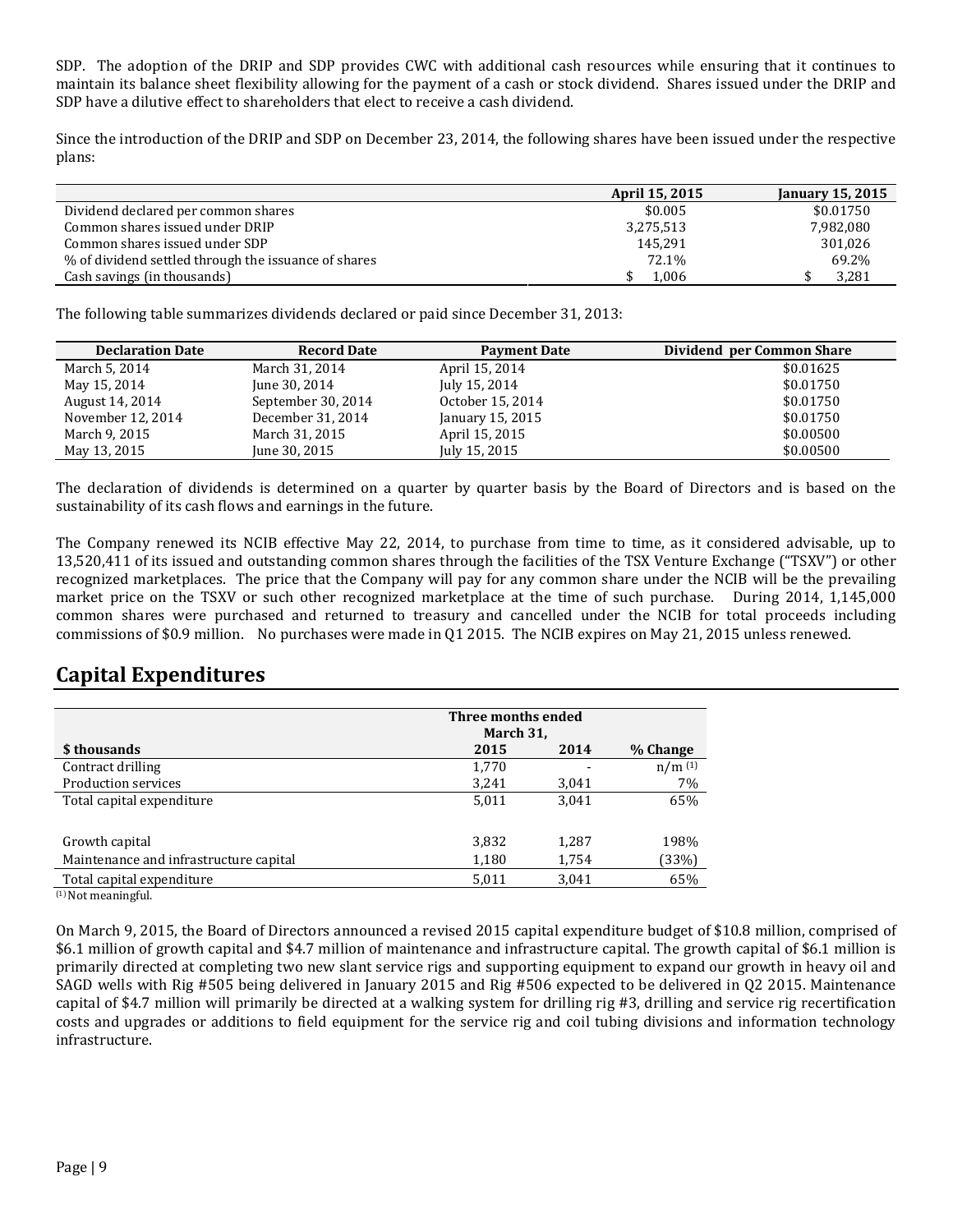SDP. The adoption of the DRIP and SDP provides CWC with additional cash resources while ensuring that it continues to maintain its balance sheet flexibility allowing for the payment of a cash or stock dividend. Shares issued under the DRIP and SDP have a dilutive effect to shareholders that elect to receive a cash dividend.

Since the introduction of the DRIP and SDP on December 23, 2014, the following shares have been issued under the respective plans:

| | April 15, 2015 | January 15, 2015 |
|---|---|---|
| Dividend declared per common shares | $0.005 | $0.01750 |
| Common shares issued under DRIP | 3,275,513 | 7,982,080 |
| Common shares issued under SDP | 145,291 | 301,026 |
| % of dividend settled through the issuance of shares | 72.1% | 69.2% |
| Cash savings (in thousands) | $ 1,006 | $ 3,281 |

The following table summarizes dividends declared or paid since December 31, 2013:

| Declaration Date | Record Date | Payment Date | Dividend per Common Share |
|---|---|---|---|
| March 5, 2014 | March 31, 2014 | April 15, 2014 | $0.01625 |
| May 15, 2014 | June 30, 2014 | July 15, 2014 | $0.01750 |
| August 14, 2014 | September 30, 2014 | October 15, 2014 | $0.01750 |
| November 12, 2014 | December 31, 2014 | January 15, 2015 | $0.01750 |
| March 9, 2015 | March 31, 2015 | April 15, 2015 | $0.00500 |
| May 13, 2015 | June 30, 2015 | July 15, 2015 | $0.00500 |

The declaration of dividends is determined on a quarter by quarter basis by the Board of Directors and is based on the sustainability of its cash flows and earnings in the future.

The Company renewed its NCIB effective May 22, 2014, to purchase from time to time, as it considered advisable, up to 13,520,411 of its issued and outstanding common shares through the facilities of the TSX Venture Exchange ("TSXV") or other recognized marketplaces. The price that the Company will pay for any common share under the NCIB will be the prevailing market price on the TSXV or such other recognized marketplace at the time of such purchase. During 2014, 1,145,000 common shares were purchased and returned to treasury and cancelled under the NCIB for total proceeds including commissions of $0.9 million. No purchases were made in Q1 2015. The NCIB expires on May 21, 2015 unless renewed.

# Capital Expenditures

| | Three months ended March 31, | | |
|---|---|---|---|
| **$ thousands** | **2015** | **2014** | **% Change** |
| Contract drilling | 1,770 | - | n/m [1] |
| Production services | 3,241 | 3,041 | 7% |
| Total capital expenditure | 5,011 | 3,041 | 65% |
| | | | |
| Growth capital | 3,832 | 1,287 | 198% |
| Maintenance and infrastructure capital | 1,180 | 1,754 | (33%) |
| Total capital expenditure | 5,011 | 3,041 | 65% |

[1] Not meaningful.

On March 9, 2015, the Board of Directors announced a revised 2015 capital expenditure budget of $10.8 million, comprised of $6.1 million of growth capital and $4.7 million of maintenance and infrastructure capital. The growth capital of $6.1 million is primarily directed at completing two new slant service rigs and supporting equipment to expand our growth in heavy oil and SAGD wells with Rig #505 being delivered in January 2015 and Rig #506 expected to be delivered in Q2 2015. Maintenance capital of $4.7 million will primarily be directed at a walking system for drilling rig #3, drilling and service rig recertification costs and upgrades or additions to field equipment for the service rig and coil tubing divisions and information technology infrastructure.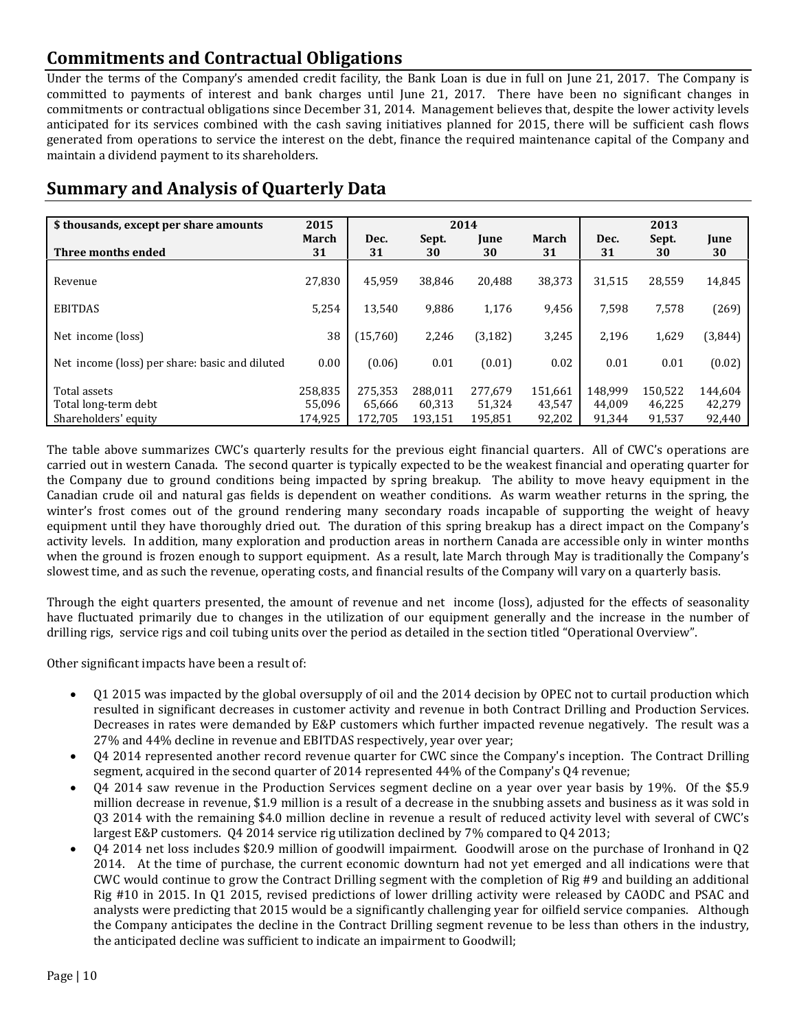## Commitments and Contractual Obligations

Under the terms of the Company's amended credit facility, the Bank Loan is due in full on June 21, 2017. The Company is committed to payments of interest and bank charges until June 21, 2017. There have been no significant changes in commitments or contractual obligations since December 31, 2014. Management believes that, despite the lower activity levels anticipated for its services combined with the cash saving initiatives planned for 2015, there will be sufficient cash flows generated from operations to service the interest on the debt, finance the required maintenance capital of the Company and maintain a dividend payment to its shareholders.

## Summary and Analysis of Quarterly Data

| $ thousands, except per share amounts | 2015 | 2014 | | | | 2013 | | |
|---|---|---|---|---|---|---|---|---|
| Three months ended | March 31 | Dec. 31 | Sept. 30 | June 30 | March 31 | Dec. 31 | Sept. 30 | June 30 |
| Revenue | 27,830 | 45,959 | 38,846 | 20,488 | 38,373 | 31,515 | 28,559 | 14,845 |
| EBITDAS | 5,254 | 13,540 | 9,886 | 1,176 | 9,456 | 7,598 | 7,578 | (269) |
| Net income (loss) | 38 | (15,760) | 2,246 | (3,182) | 3,245 | 2,196 | 1,629 | (3,844) |
| Net income (loss) per share: basic and diluted | 0.00 | (0.06) | 0.01 | (0.01) | 0.02 | 0.01 | 0.01 | (0.02) |
| Total assets | 258,835 | 275,353 | 288,011 | 277,679 | 151,661 | 148,999 | 150,522 | 144,604 |
| Total long-term debt | 55,096 | 65,666 | 60,313 | 51,324 | 43,547 | 44,009 | 46,225 | 42,279 |
| Shareholders' equity | 174,925 | 172,705 | 193,151 | 195,851 | 92,202 | 91,344 | 91,537 | 92,440 |

The table above summarizes CWC's quarterly results for the previous eight financial quarters. All of CWC's operations are carried out in western Canada. The second quarter is typically expected to be the weakest financial and operating quarter for the Company due to ground conditions being impacted by spring breakup. The ability to move heavy equipment in the Canadian crude oil and natural gas fields is dependent on weather conditions. As warm weather returns in the spring, the winter's frost comes out of the ground rendering many secondary roads incapable of supporting the weight of heavy equipment until they have thoroughly dried out. The duration of this spring breakup has a direct impact on the Company's activity levels. In addition, many exploration and production areas in northern Canada are accessible only in winter months when the ground is frozen enough to support equipment. As a result, late March through May is traditionally the Company's slowest time, and as such the revenue, operating costs, and financial results of the Company will vary on a quarterly basis.

Through the eight quarters presented, the amount of revenue and net income (loss), adjusted for the effects of seasonality have fluctuated primarily due to changes in the utilization of our equipment generally and the increase in the number of drilling rigs, service rigs and coil tubing units over the period as detailed in the section titled "Operational Overview".

Other significant impacts have been a result of:

- Q1 2015 was impacted by the global oversupply of oil and the 2014 decision by OPEC not to curtail production which resulted in significant decreases in customer activity and revenue in both Contract Drilling and Production Services. Decreases in rates were demanded by E&P customers which further impacted revenue negatively. The result was a 27% and 44% decline in revenue and EBITDAS respectively, year over year;
- Q4 2014 represented another record revenue quarter for CWC since the Company's inception. The Contract Drilling segment, acquired in the second quarter of 2014 represented 44% of the Company's Q4 revenue;
- Q4 2014 saw revenue in the Production Services segment decline on a year over year basis by 19%. Of the $5.9 million decrease in revenue, $1.9 million is a result of a decrease in the snubbing assets and business as it was sold in Q3 2014 with the remaining $4.0 million decline in revenue a result of reduced activity level with several of CWC's largest E&P customers. Q4 2014 service rig utilization declined by 7% compared to Q4 2013;
- Q4 2014 net loss includes $20.9 million of goodwill impairment. Goodwill arose on the purchase of Ironhand in Q2 2014. At the time of purchase, the current economic downturn had not yet emerged and all indications were that CWC would continue to grow the Contract Drilling segment with the completion of Rig #9 and building an additional Rig #10 in 2015. In Q1 2015, revised predictions of lower drilling activity were released by CAODC and PSAC and analysts were predicting that 2015 would be a significantly challenging year for oilfield service companies. Although the Company anticipates the decline in the Contract Drilling segment revenue to be less than others in the industry, the anticipated decline was sufficient to indicate an impairment to Goodwill;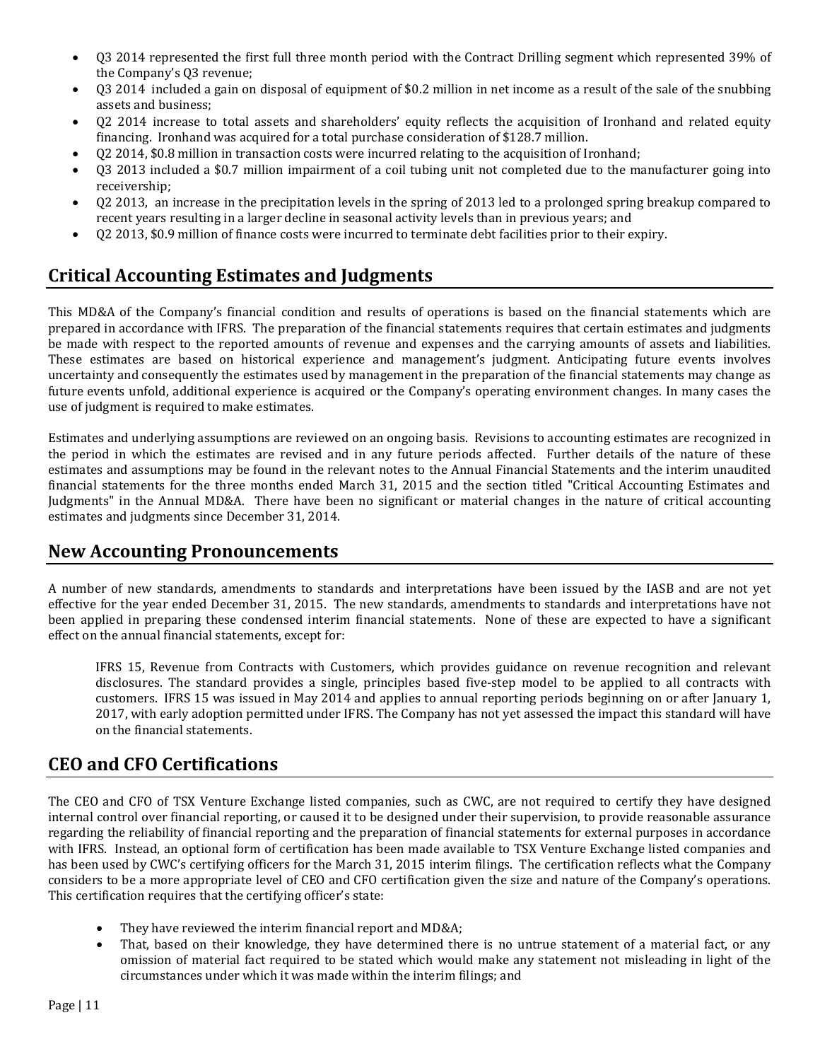- Q3 2014 represented the first full three month period with the Contract Drilling segment which represented 39% of the Company's Q3 revenue;
- Q3 2014 included a gain on disposal of equipment of $0.2 million in net income as a result of the sale of the snubbing assets and business;
- Q2 2014 increase to total assets and shareholders' equity reflects the acquisition of Ironhand and related equity financing. Ironhand was acquired for a total purchase consideration of $128.7 million.
- Q2 2014, $0.8 million in transaction costs were incurred relating to the acquisition of Ironhand;
- Q3 2013 included a $0.7 million impairment of a coil tubing unit not completed due to the manufacturer going into receivership;
- Q2 2013, an increase in the precipitation levels in the spring of 2013 led to a prolonged spring breakup compared to recent years resulting in a larger decline in seasonal activity levels than in previous years; and
- Q2 2013, $0.9 million of finance costs were incurred to terminate debt facilities prior to their expiry.

## Critical Accounting Estimates and Judgments

This MD&A of the Company's financial condition and results of operations is based on the financial statements which are prepared in accordance with IFRS. The preparation of the financial statements requires that certain estimates and judgments be made with respect to the reported amounts of revenue and expenses and the carrying amounts of assets and liabilities. These estimates are based on historical experience and management's judgment. Anticipating future events involves uncertainty and consequently the estimates used by management in the preparation of the financial statements may change as future events unfold, additional experience is acquired or the Company's operating environment changes. In many cases the use of judgment is required to make estimates.

Estimates and underlying assumptions are reviewed on an ongoing basis. Revisions to accounting estimates are recognized in the period in which the estimates are revised and in any future periods affected. Further details of the nature of these estimates and assumptions may be found in the relevant notes to the Annual Financial Statements and the interim unaudited financial statements for the three months ended March 31, 2015 and the section titled "Critical Accounting Estimates and Judgments" in the Annual MD&A. There have been no significant or material changes in the nature of critical accounting estimates and judgments since December 31, 2014.

## New Accounting Pronouncements

A number of new standards, amendments to standards and interpretations have been issued by the IASB and are not yet effective for the year ended December 31, 2015. The new standards, amendments to standards and interpretations have not been applied in preparing these condensed interim financial statements. None of these are expected to have a significant effect on the annual financial statements, except for:

IFRS 15, Revenue from Contracts with Customers, which provides guidance on revenue recognition and relevant disclosures. The standard provides a single, principles based five-step model to be applied to all contracts with customers. IFRS 15 was issued in May 2014 and applies to annual reporting periods beginning on or after January 1, 2017, with early adoption permitted under IFRS. The Company has not yet assessed the impact this standard will have on the financial statements.

## CEO and CFO Certifications

The CEO and CFO of TSX Venture Exchange listed companies, such as CWC, are not required to certify they have designed internal control over financial reporting, or caused it to be designed under their supervision, to provide reasonable assurance regarding the reliability of financial reporting and the preparation of financial statements for external purposes in accordance with IFRS. Instead, an optional form of certification has been made available to TSX Venture Exchange listed companies and has been used by CWC's certifying officers for the March 31, 2015 interim filings. The certification reflects what the Company considers to be a more appropriate level of CEO and CFO certification given the size and nature of the Company's operations. This certification requires that the certifying officer's state:

- They have reviewed the interim financial report and MD&A;
- That, based on their knowledge, they have determined there is no untrue statement of a material fact, or any omission of material fact required to be stated which would make any statement not misleading in light of the circumstances under which it was made within the interim filings; and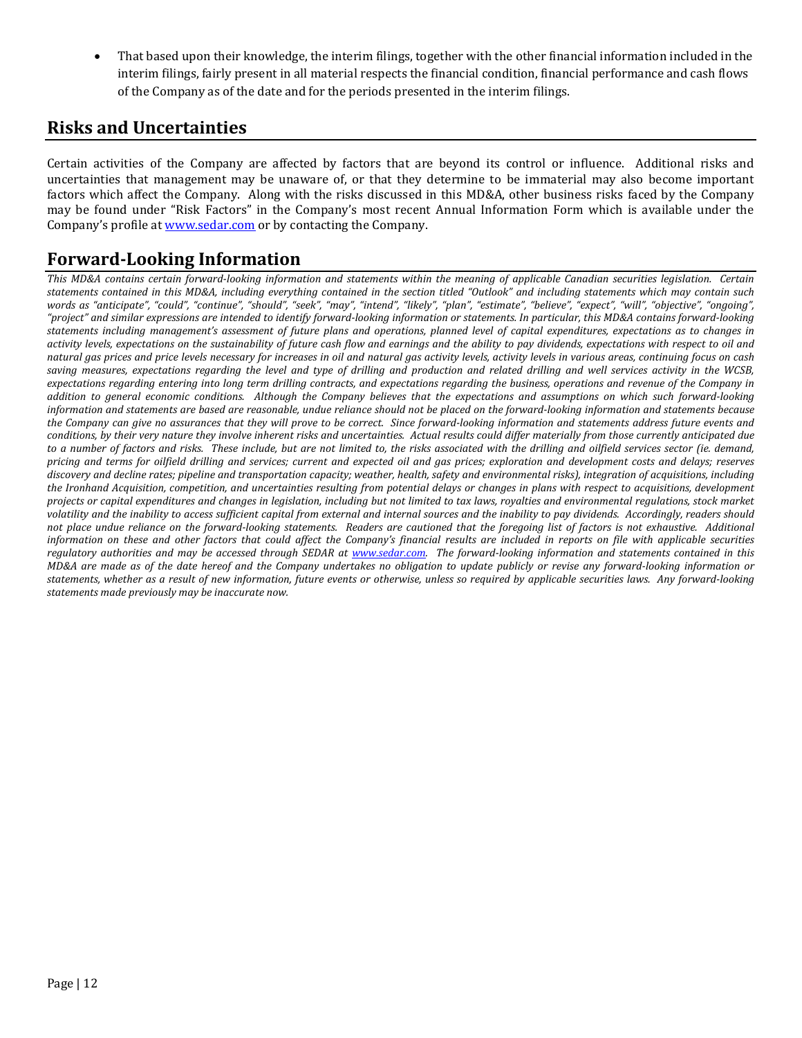- That based upon their knowledge, the interim filings, together with the other financial information included in the interim filings, fairly present in all material respects the financial condition, financial performance and cash flows of the Company as of the date and for the periods presented in the interim filings.

## Risks and Uncertainties

Certain activities of the Company are affected by factors that are beyond its control or influence. Additional risks and uncertainties that management may be unaware of, or that they determine to be immaterial may also become important factors which affect the Company. Along with the risks discussed in this MD&A, other business risks faced by the Company may be found under "Risk Factors" in the Company's most recent Annual Information Form which is available under the Company's profile at www.sedar.com or by contacting the Company.

## Forward-Looking Information

*This MD&A contains certain forward-looking information and statements within the meaning of applicable Canadian securities legislation. Certain statements contained in this MD&A, including everything contained in the section titled "Outlook" and including statements which may contain such words as "anticipate", "could", "continue", "should", "seek", "may", "intend", "likely", "plan", "estimate", "believe", "expect", "will", "objective", "ongoing", "project" and similar expressions are intended to identify forward-looking information or statements. In particular, this MD&A contains forward-looking statements including management's assessment of future plans and operations, planned level of capital expenditures, expectations as to changes in activity levels, expectations on the sustainability of future cash flow and earnings and the ability to pay dividends, expectations with respect to oil and natural gas prices and price levels necessary for increases in oil and natural gas activity levels, activity levels in various areas, continuing focus on cash saving measures, expectations regarding the level and type of drilling and production and related drilling and well services activity in the WCSB, expectations regarding entering into long term drilling contracts, and expectations regarding the business, operations and revenue of the Company in addition to general economic conditions. Although the Company believes that the expectations and assumptions on which such forward-looking information and statements are based are reasonable, undue reliance should not be placed on the forward-looking information and statements because the Company can give no assurances that they will prove to be correct. Since forward-looking information and statements address future events and conditions, by their very nature they involve inherent risks and uncertainties. Actual results could differ materially from those currently anticipated due to a number of factors and risks. These include, but are not limited to, the risks associated with the drilling and oilfield services sector (ie. demand, pricing and terms for oilfield drilling and services; current and expected oil and gas prices; exploration and development costs and delays; reserves discovery and decline rates; pipeline and transportation capacity; weather, health, safety and environmental risks), integration of acquisitions, including the Ironhand Acquisition, competition, and uncertainties resulting from potential delays or changes in plans with respect to acquisitions, development projects or capital expenditures and changes in legislation, including but not limited to tax laws, royalties and environmental regulations, stock market volatility and the inability to access sufficient capital from external and internal sources and the inability to pay dividends. Accordingly, readers should not place undue reliance on the forward-looking statements. Readers are cautioned that the foregoing list of factors is not exhaustive. Additional information on these and other factors that could affect the Company's financial results are included in reports on file with applicable securities regulatory authorities and may be accessed through SEDAR at www.sedar.com. The forward-looking information and statements contained in this MD&A are made as of the date hereof and the Company undertakes no obligation to update publicly or revise any forward-looking information or statements, whether as a result of new information, future events or otherwise, unless so required by applicable securities laws. Any forward-looking statements made previously may be inaccurate now.*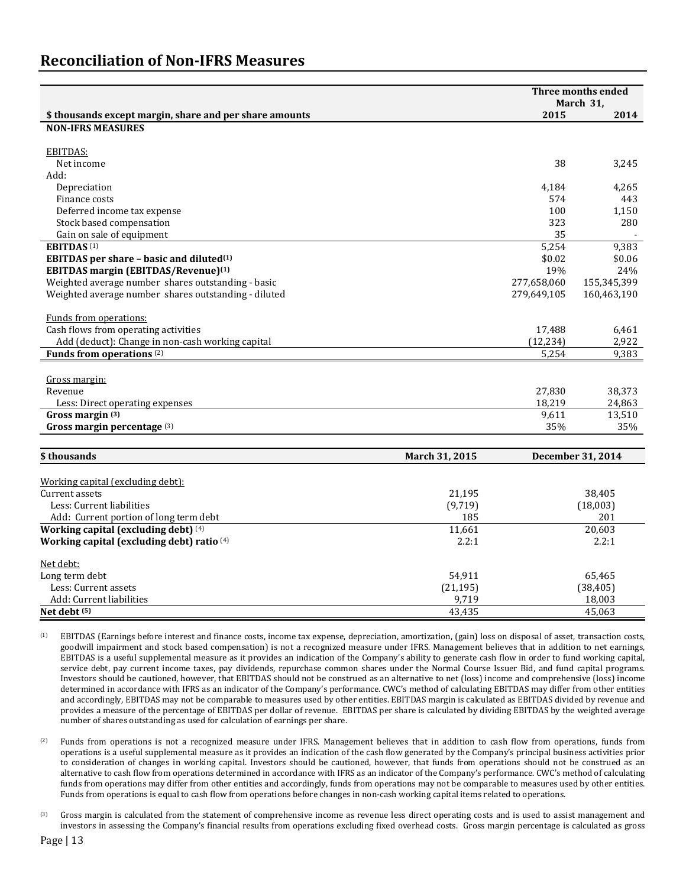## Reconciliation of Non-IFRS Measures

| $ thousands except margin, share and per share amounts | Three months ended March 31, 2015 | 2014 |
|---|---|---|
| **NON-IFRS MEASURES** | | |
| | | |
| EBITDAS: | | |
| Net income | 38 | 3,245 |
| Add: | | |
| Depreciation | 4,184 | 4,265 |
| Finance costs | 574 | 443 |
| Deferred income tax expense | 100 | 1,150 |
| Stock based compensation | 323 | 280 |
| Gain on sale of equipment | 35 | - |
| **EBITDAS** (1) | 5,254 | 9,383 |
| **EBITDAS per share – basic and diluted(1)** | $0.02 | $0.06 |
| **EBITDAS margin (EBITDAS/Revenue)(1)** | 19% | 24% |
| Weighted average number shares outstanding - basic | 277,658,060 | 155,345,399 |
| Weighted average number shares outstanding - diluted | 279,649,105 | 160,463,190 |
| | | |
| Funds from operations: | | |
| Cash flows from operating activities | 17,488 | 6,461 |
| Add (deduct): Change in non-cash working capital | (12,234) | 2,922 |
| **Funds from operations** (2) | 5,254 | 9,383 |
| | | |
| Gross margin: | | |
| Revenue | 27,830 | 38,373 |
| Less: Direct operating expenses | 18,219 | 24,863 |
| **Gross margin (3)** | 9,611 | 13,510 |
| **Gross margin percentage** (3) | 35% | 35% |

| $ thousands | March 31, 2015 | December 31, 2014 |
|---|---|---|
| Working capital (excluding debt): | | |
| Current assets | 21,195 | 38,405 |
| Less: Current liabilities | (9,719) | (18,003) |
| Add: Current portion of long term debt | 185 | 201 |
| **Working capital (excluding debt)** (4) | 11,661 | 20,603 |
| **Working capital (excluding debt) ratio** (4) | 2.2:1 | 2.2:1 |
| | | |
| Net debt: | | |
| Long term debt | 54,911 | 65,465 |
| Less: Current assets | (21,195) | (38,405) |
| Add: Current liabilities | 9,719 | 18,003 |
| **Net debt (5)** | 43,435 | 45,063 |

(1) EBITDAS (Earnings before interest and finance costs, income tax expense, depreciation, amortization, (gain) loss on disposal of asset, transaction costs, goodwill impairment and stock based compensation) is not a recognized measure under IFRS. Management believes that in addition to net earnings, EBITDAS is a useful supplemental measure as it provides an indication of the Company's ability to generate cash flow in order to fund working capital, service debt, pay current income taxes, pay dividends, repurchase common shares under the Normal Course Issuer Bid, and fund capital programs. Investors should be cautioned, however, that EBITDAS should not be construed as an alternative to net (loss) income and comprehensive (loss) income determined in accordance with IFRS as an indicator of the Company's performance. CWC's method of calculating EBITDAS may differ from other entities and accordingly, EBITDAS may not be comparable to measures used by other entities. EBITDAS margin is calculated as EBITDAS divided by revenue and provides a measure of the percentage of EBITDAS per dollar of revenue. EBITDAS per share is calculated by dividing EBITDAS by the weighted average number of shares outstanding as used for calculation of earnings per share.

(2) Funds from operations is not a recognized measure under IFRS. Management believes that in addition to cash flow from operations, funds from operations is a useful supplemental measure as it provides an indication of the cash flow generated by the Company's principal business activities prior to consideration of changes in working capital. Investors should be cautioned, however, that funds from operations should not be construed as an alternative to cash flow from operations determined in accordance with IFRS as an indicator of the Company's performance. CWC's method of calculating funds from operations may differ from other entities and accordingly, funds from operations may not be comparable to measures used by other entities. Funds from operations is equal to cash flow from operations before changes in non-cash working capital items related to operations.

(3) Gross margin is calculated from the statement of comprehensive income as revenue less direct operating costs and is used to assist management and investors in assessing the Company's financial results from operations excluding fixed overhead costs. Gross margin percentage is calculated as gross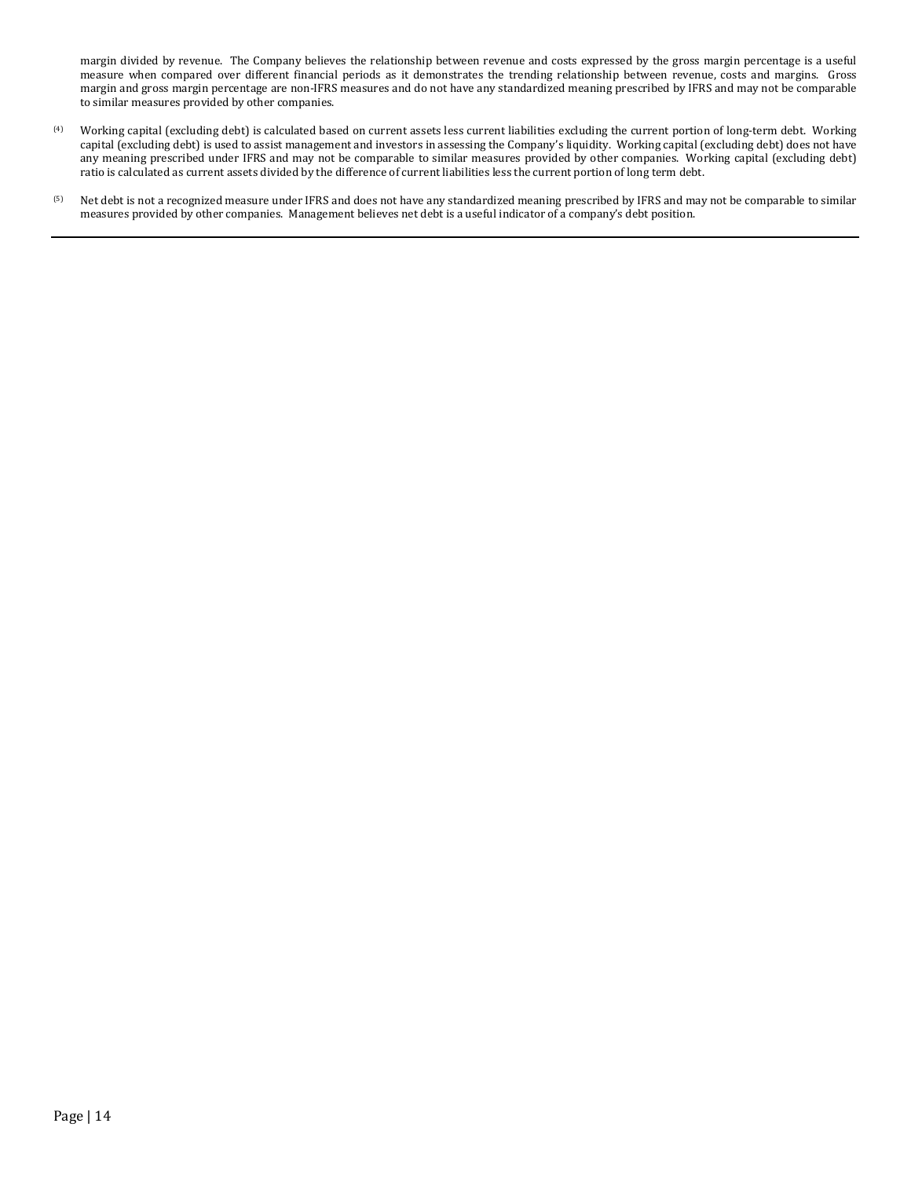margin divided by revenue. The Company believes the relationship between revenue and costs expressed by the gross margin percentage is a useful measure when compared over different financial periods as it demonstrates the trending relationship between revenue, costs and margins. Gross margin and gross margin percentage are non-IFRS measures and do not have any standardized meaning prescribed by IFRS and may not be comparable to similar measures provided by other companies.

(4) Working capital (excluding debt) is calculated based on current assets less current liabilities excluding the current portion of long-term debt. Working capital (excluding debt) is used to assist management and investors in assessing the Company's liquidity. Working capital (excluding debt) does not have any meaning prescribed under IFRS and may not be comparable to similar measures provided by other companies. Working capital (excluding debt) ratio is calculated as current assets divided by the difference of current liabilities less the current portion of long term debt.

(5) Net debt is not a recognized measure under IFRS and does not have any standardized meaning prescribed by IFRS and may not be comparable to similar measures provided by other companies. Management believes net debt is a useful indicator of a company's debt position.